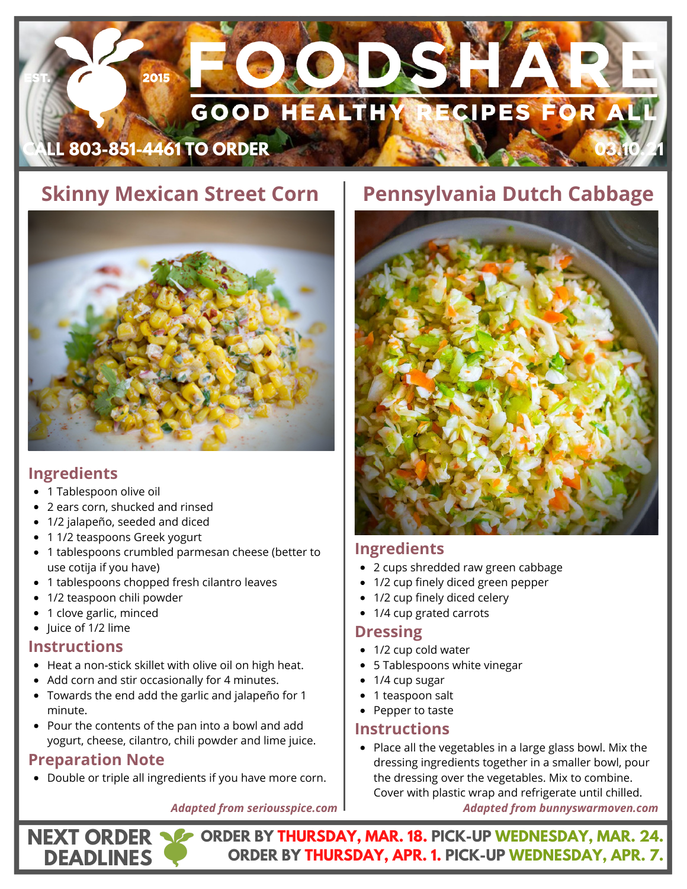# FOODSHARE

EST. 2015

## GOOD HEALTHY RECIPES FOR ALL

CALL 803-851-4461 TO ORDER

03.10.21

## Skinny Mexican Street Corn

### Ingredients

- 1 Tablespoon olive oil
- 2 ears corn, shucked and rinsed
- 1/2 jalapeño, seeded and diced
- 1 1/2 teaspoons Greek yogurt
- 1 tablespoons crumbled parmesan cheese (better to use cotija if you have)
- 1 tablespoons chopped fresh cilantro leaves
- 1/2 teaspoon chili powder
- 1 clove garlic, minced
- Juice of 1/2 lime

### Instructions

- Heat a non-stick skillet with olive oil on high heat.
- Add corn and stir occasionally for 4 minutes.
- Towards the end add the garlic and jalapeño for 1 minute.
- Pour the contents of the pan into a bowl and add yogurt, cheese, cilantro, chili powder and lime juice.

### Preparation Note

- Double or triple all ingredients if you have more corn.

*Adapted from seriousspice.com*

## Pennsylvania Dutch Cabbage

### Ingredients

- 2 cups shredded raw green cabbage
- 1/2 cup finely diced green pepper
- 1/2 cup finely diced celery
- 1/4 cup grated carrots

### Dressing

- 1/2 cup cold water
- 5 Tablespoons white vinegar
- 1/4 cup sugar
- 1 teaspoon salt
- Pepper to taste

### Instructions

- Place all the vegetables in a large glass bowl. Mix the dressing ingredients together in a smaller bowl, pour the dressing over the vegetables. Mix to combine. Cover with plastic wrap and refrigerate until chilled.

*Adapted from bunnyswarmoven.com*

**NEXT ORDER DEADLINES**

**ORDER BY THURSDAY, MAR. 18. PICK-UP WEDNESDAY, MAR. 24.**

**ORDER BY THURSDAY, APR. 1. PICK-UP WEDNESDAY, APR. 7.**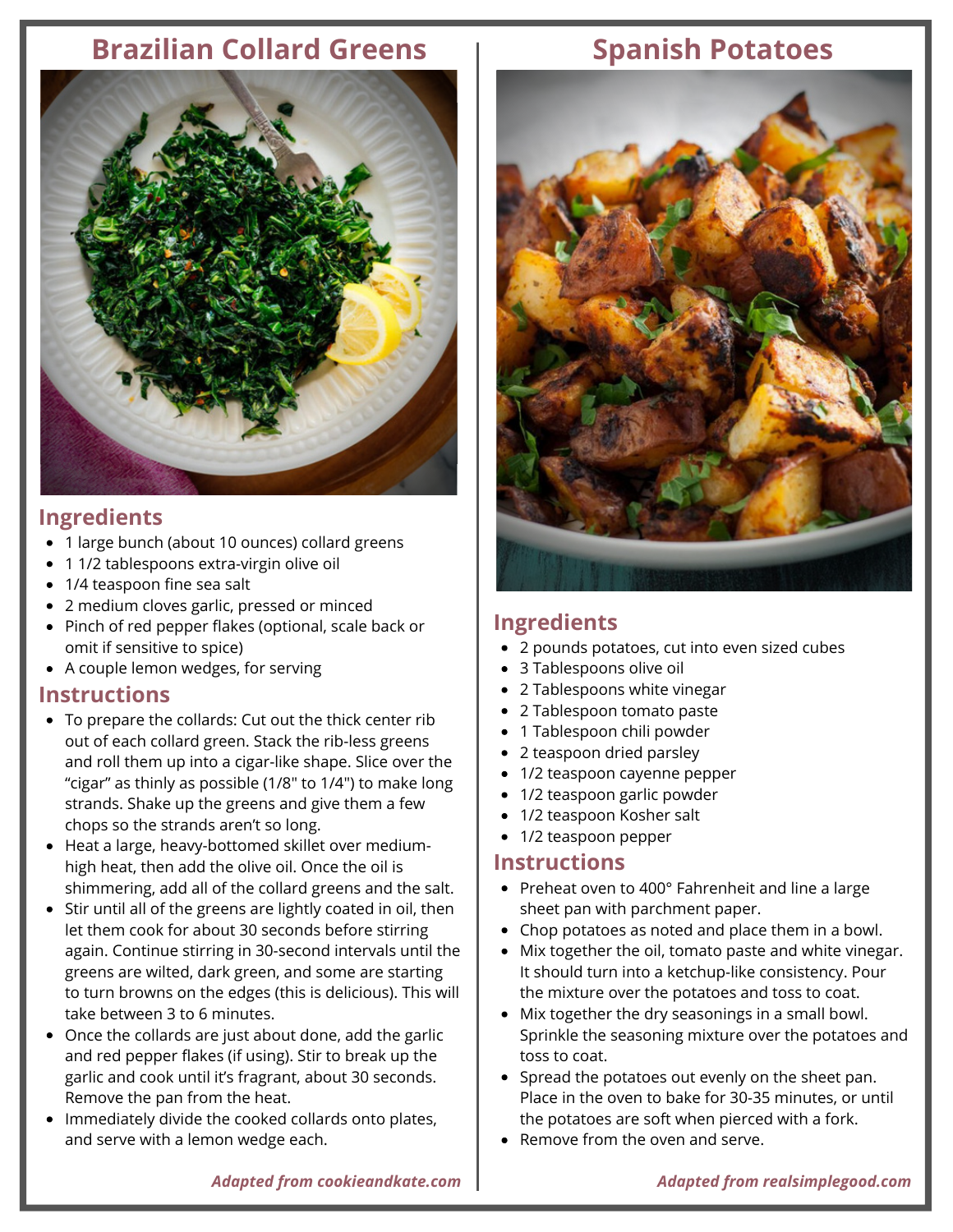# Brazilian Collard Greens

## Ingredients

- 1 large bunch (about 10 ounces) collard greens
- 1 1/2 tablespoons extra-virgin olive oil
- 1/4 teaspoon fine sea salt
- 2 medium cloves garlic, pressed or minced
- Pinch of red pepper flakes (optional, scale back or omit if sensitive to spice)
- A couple lemon wedges, for serving

## Instructions

- To prepare the collards: Cut out the thick center rib out of each collard green. Stack the rib-less greens and roll them up into a cigar-like shape. Slice over the "cigar" as thinly as possible (1/8" to 1/4") to make long strands. Shake up the greens and give them a few chops so the strands aren't so long.
- Heat a large, heavy-bottomed skillet over medium-high heat, then add the olive oil. Once the oil is shimmering, add all of the collard greens and the salt.
- Stir until all of the greens are lightly coated in oil, then let them cook for about 30 seconds before stirring again. Continue stirring in 30-second intervals until the greens are wilted, dark green, and some are starting to turn browns on the edges (this is delicious). This will take between 3 to 6 minutes.
- Once the collards are just about done, add the garlic and red pepper flakes (if using). Stir to break up the garlic and cook until it's fragrant, about 30 seconds. Remove the pan from the heat.
- Immediately divide the cooked collards onto plates, and serve with a lemon wedge each.

*Adapted from cookieandkate.com*

# Spanish Potatoes

## Ingredients

- 2 pounds potatoes, cut into even sized cubes
- 3 Tablespoons olive oil
- 2 Tablespoons white vinegar
- 2 Tablespoon tomato paste
- 1 Tablespoon chili powder
- 2 teaspoon dried parsley
- 1/2 teaspoon cayenne pepper
- 1/2 teaspoon garlic powder
- 1/2 teaspoon Kosher salt
- 1/2 teaspoon pepper

## Instructions

- Preheat oven to 400° Fahrenheit and line a large sheet pan with parchment paper.
- Chop potatoes as noted and place them in a bowl.
- Mix together the oil, tomato paste and white vinegar. It should turn into a ketchup-like consistency. Pour the mixture over the potatoes and toss to coat.
- Mix together the dry seasonings in a small bowl. Sprinkle the seasoning mixture over the potatoes and toss to coat.
- Spread the potatoes out evenly on the sheet pan. Place in the oven to bake for 30-35 minutes, or until the potatoes are soft when pierced with a fork.
- Remove from the oven and serve.

*Adapted from realsimplegood.com*